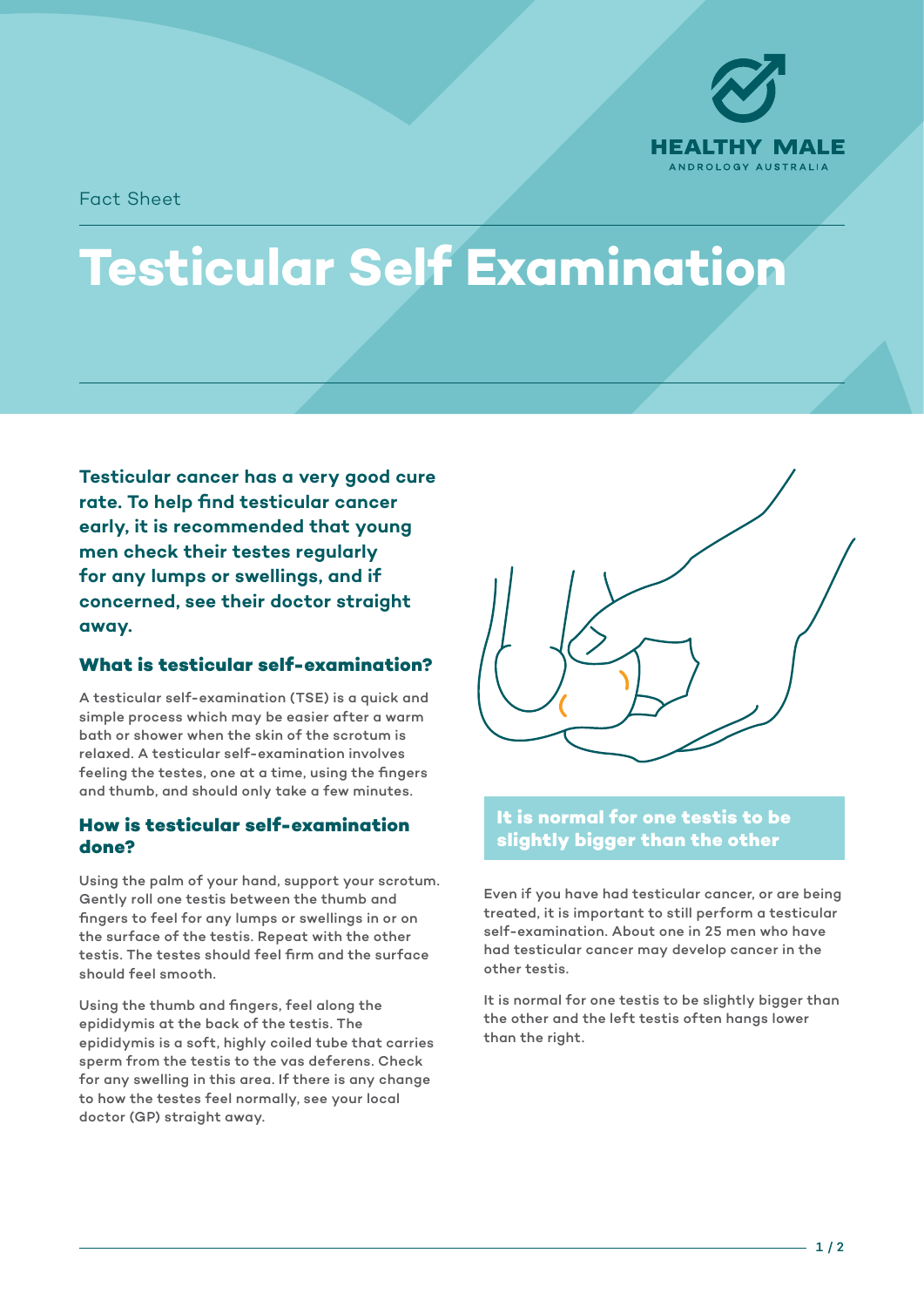Fact Sheet

# Testicular Self Examination

**Testicular cancer has a very good cure rate. To help find testicular cancer early, it is recommended that young men check their testes regularly for any lumps or swellings, and if concerned, see their doctor straight away.**

## What is testicular self-examination?

A testicular self-examination (TSE) is a quick and simple process which may be easier after a warm bath or shower when the skin of the scrotum is relaxed. A testicular self-examination involves feeling the testes, one at a time, using the fingers and thumb, and should only take a few minutes.

## How is testicular self-examination done?

Using the palm of your hand, support your scrotum. Gently roll one testis between the thumb and fingers to feel for any lumps or swellings in or on the surface of the testis. Repeat with the other testis. The testes should feel firm and the surface should feel smooth.

Using the thumb and fingers, feel along the epididymis at the back of the testis. The epididymis is a soft, highly coiled tube that carries sperm from the testis to the vas deferens. Check for any swelling in this area. If there is any change to how the testes feel normally, see your local doctor (GP) straight away.

**It is normal for one testis to be slightly bigger than the other**

Even if you have had testicular cancer, or are being treated, it is important to still perform a testicular self-examination. About one in 25 men who have had testicular cancer may develop cancer in the other testis.

It is normal for one testis to be slightly bigger than the other and the left testis often hangs lower than the right.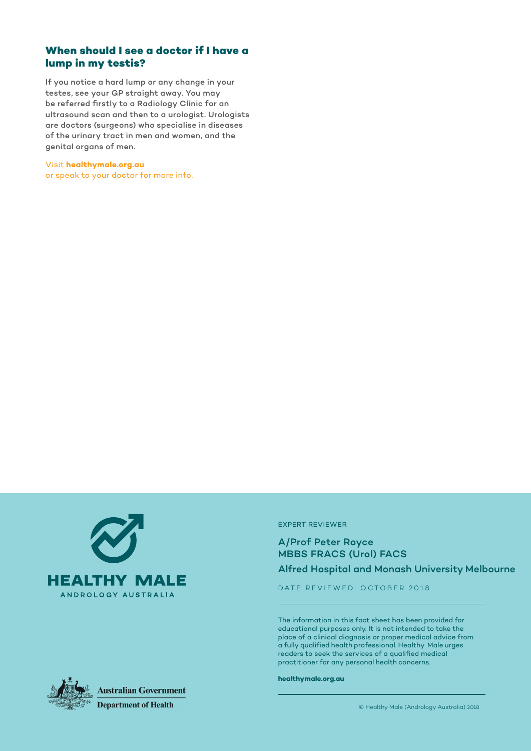## When should I see a doctor if I have a lump in my testis?

If you notice a hard lump or any change in your testes, see your GP straight away. You may be referred firstly to a Radiology Clinic for an ultrasound scan and then to a urologist. Urologists are doctors (surgeons) who specialise in diseases of the urinary tract in men and women, and the genital organs of men.

Visit **healthymale.org.au**
or speak to your doctor for more info.

HEALTHY MALE
ANDROLOGY AUSTRALIA

Australian Government
Department of Health

EXPERT REVIEWER

A/Prof Peter Royce
MBBS FRACS (Urol) FACS
Alfred Hospital and Monash University Melbourne

DATE REVIEWED: OCTOBER 2018

The information in this fact sheet has been provided for educational purposes only. It is not intended to take the place of a clinical diagnosis or proper medical advice from a fully qualified health professional. Healthy Male urges readers to seek the services of a qualified medical practitioner for any personal health concerns.

**healthymale.org.au**

© Healthy Male (Andrology Australia) 2018